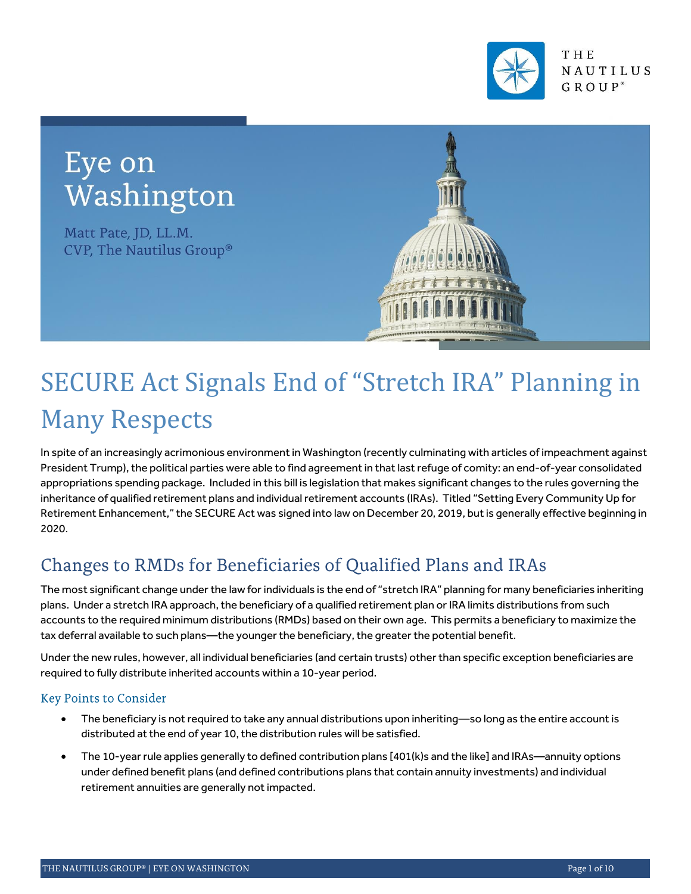# Eye on Washington

Matt Pate, JD, LL.M.
CVP, The Nautilus Group®

# SECURE Act Signals End of "Stretch IRA" Planning in Many Respects

In spite of an increasingly acrimonious environment in Washington (recently culminating with articles of impeachment against President Trump), the political parties were able to find agreement in that last refuge of comity: an end-of-year consolidated appropriations spending package. Included in this bill is legislation that makes significant changes to the rules governing the inheritance of qualified retirement plans and individual retirement accounts (IRAs). Titled "Setting Every Community Up for Retirement Enhancement," the SECURE Act was signed into law on December 20, 2019, but is generally effective beginning in 2020.

## Changes to RMDs for Beneficiaries of Qualified Plans and IRAs

The most significant change under the law for individuals is the end of "stretch IRA" planning for many beneficiaries inheriting plans. Under a stretch IRA approach, the beneficiary of a qualified retirement plan or IRA limits distributions from such accounts to the required minimum distributions (RMDs) based on their own age. This permits a beneficiary to maximize the tax deferral available to such plans—the younger the beneficiary, the greater the potential benefit.

Under the new rules, however, all individual beneficiaries (and certain trusts) other than specific exception beneficiaries are required to fully distribute inherited accounts within a 10-year period.

### Key Points to Consider

- The beneficiary is not required to take any annual distributions upon inheriting—so long as the entire account is distributed at the end of year 10, the distribution rules will be satisfied.
- The 10-year rule applies generally to defined contribution plans [401(k)s and the like] and IRAs—annuity options under defined benefit plans (and defined contributions plans that contain annuity investments) and individual retirement annuities are generally not impacted.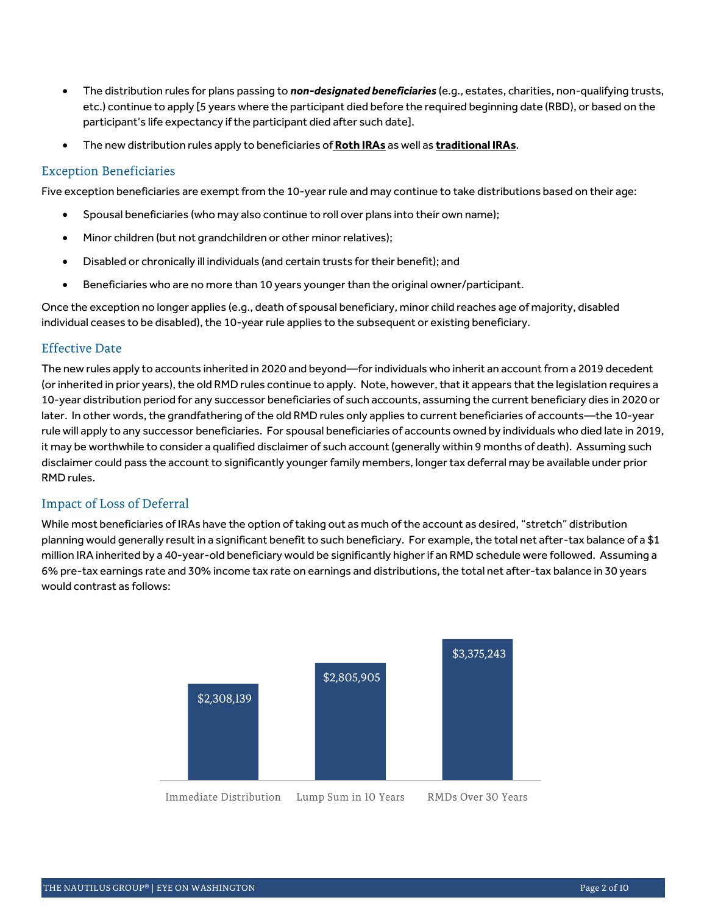- The distribution rules for plans passing to ***non-designated beneficiaries*** (e.g., estates, charities, non-qualifying trusts, etc.) continue to apply [5 years where the participant died before the required beginning date (RBD), or based on the participant's life expectancy if the participant died after such date].
- The new distribution rules apply to beneficiaries of **Roth IRAs** as well as **traditional IRAs**.

## Exception Beneficiaries

Five exception beneficiaries are exempt from the 10-year rule and may continue to take distributions based on their age:

- Spousal beneficiaries (who may also continue to roll over plans into their own name);
- Minor children (but not grandchildren or other minor relatives);
- Disabled or chronically ill individuals (and certain trusts for their benefit); and
- Beneficiaries who are no more than 10 years younger than the original owner/participant.

Once the exception no longer applies (e.g., death of spousal beneficiary, minor child reaches age of majority, disabled individual ceases to be disabled), the 10-year rule applies to the subsequent or existing beneficiary.

## Effective Date

The new rules apply to accounts inherited in 2020 and beyond—for individuals who inherit an account from a 2019 decedent (or inherited in prior years), the old RMD rules continue to apply. Note, however, that it appears that the legislation requires a 10-year distribution period for any successor beneficiaries of such accounts, assuming the current beneficiary dies in 2020 or later. In other words, the grandfathering of the old RMD rules only applies to current beneficiaries of accounts—the 10-year rule will apply to any successor beneficiaries. For spousal beneficiaries of accounts owned by individuals who died late in 2019, it may be worthwhile to consider a qualified disclaimer of such account (generally within 9 months of death). Assuming such disclaimer could pass the account to significantly younger family members, longer tax deferral may be available under prior RMD rules.

## Impact of Loss of Deferral

While most beneficiaries of IRAs have the option of taking out as much of the account as desired, "stretch" distribution planning would generally result in a significant benefit to such beneficiary. For example, the total net after-tax balance of a $1 million IRA inherited by a 40-year-old beneficiary would be significantly higher if an RMD schedule were followed. Assuming a 6% pre-tax earnings rate and 30% income tax rate on earnings and distributions, the total net after-tax balance in 30 years would contrast as follows:

| Immediate Distribution | Lump Sum in 10 Years | RMDs Over 30 Years |
|---|---|---|
| $2,308,139 | $2,805,905 | $3,375,243 |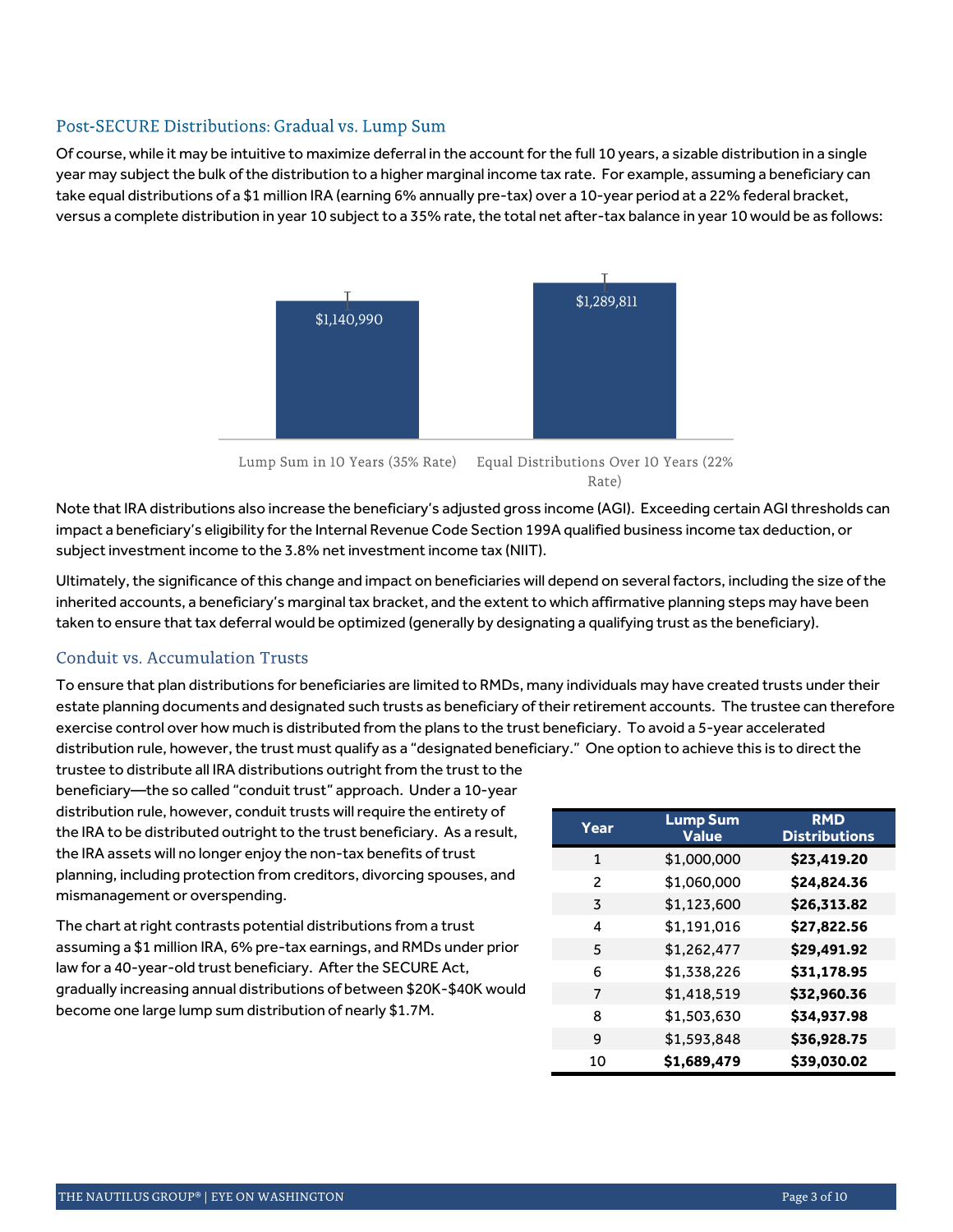## Post-SECURE Distributions: Gradual vs. Lump Sum

Of course, while it may be intuitive to maximize deferral in the account for the full 10 years, a sizable distribution in a single year may subject the bulk of the distribution to a higher marginal income tax rate. For example, assuming a beneficiary can take equal distributions of a $1 million IRA (earning 6% annually pre-tax) over a 10-year period at a 22% federal bracket, versus a complete distribution in year 10 subject to a 35% rate, the total net after-tax balance in year 10 would be as follows:

| | Lump Sum in 10 Years (35% Rate) | Equal Distributions Over 10 Years (22% Rate) |
|---|---|---|
| Net after-tax balance | $1,140,990 | $1,289,811 |

Note that IRA distributions also increase the beneficiary's adjusted gross income (AGI). Exceeding certain AGI thresholds can impact a beneficiary's eligibility for the Internal Revenue Code Section 199A qualified business income tax deduction, or subject investment income to the 3.8% net investment income tax (NIIT).

Ultimately, the significance of this change and impact on beneficiaries will depend on several factors, including the size of the inherited accounts, a beneficiary's marginal tax bracket, and the extent to which affirmative planning steps may have been taken to ensure that tax deferral would be optimized (generally by designating a qualifying trust as the beneficiary).

## Conduit vs. Accumulation Trusts

To ensure that plan distributions for beneficiaries are limited to RMDs, many individuals may have created trusts under their estate planning documents and designated such trusts as beneficiary of their retirement accounts. The trustee can therefore exercise control over how much is distributed from the plans to the trust beneficiary. To avoid a 5-year accelerated distribution rule, however, the trust must qualify as a "designated beneficiary." One option to achieve this is to direct the trustee to distribute all IRA distributions outright from the trust to the beneficiary—the so called "conduit trust" approach. Under a 10-year distribution rule, however, conduit trusts will require the entirety of the IRA to be distributed outright to the trust beneficiary. As a result, the IRA assets will no longer enjoy the non-tax benefits of trust planning, including protection from creditors, divorcing spouses, and mismanagement or overspending.

The chart at right contrasts potential distributions from a trust assuming a $1 million IRA, 6% pre-tax earnings, and RMDs under prior law for a 40-year-old trust beneficiary. After the SECURE Act, gradually increasing annual distributions of between $20K-$40K would become one large lump sum distribution of nearly $1.7M.

| Year | Lump Sum Value | RMD Distributions |
|---|---|---|
| 1 | $1,000,000 | **$23,419.20** |
| 2 | $1,060,000 | **$24,824.36** |
| 3 | $1,123,600 | **$26,313.82** |
| 4 | $1,191,016 | **$27,822.56** |
| 5 | $1,262,477 | **$29,491.92** |
| 6 | $1,338,226 | **$31,178.95** |
| 7 | $1,418,519 | **$32,960.36** |
| 8 | $1,503,630 | **$34,937.98** |
| 9 | $1,593,848 | **$36,928.75** |
| 10 | **$1,689,479** | **$39,030.02** |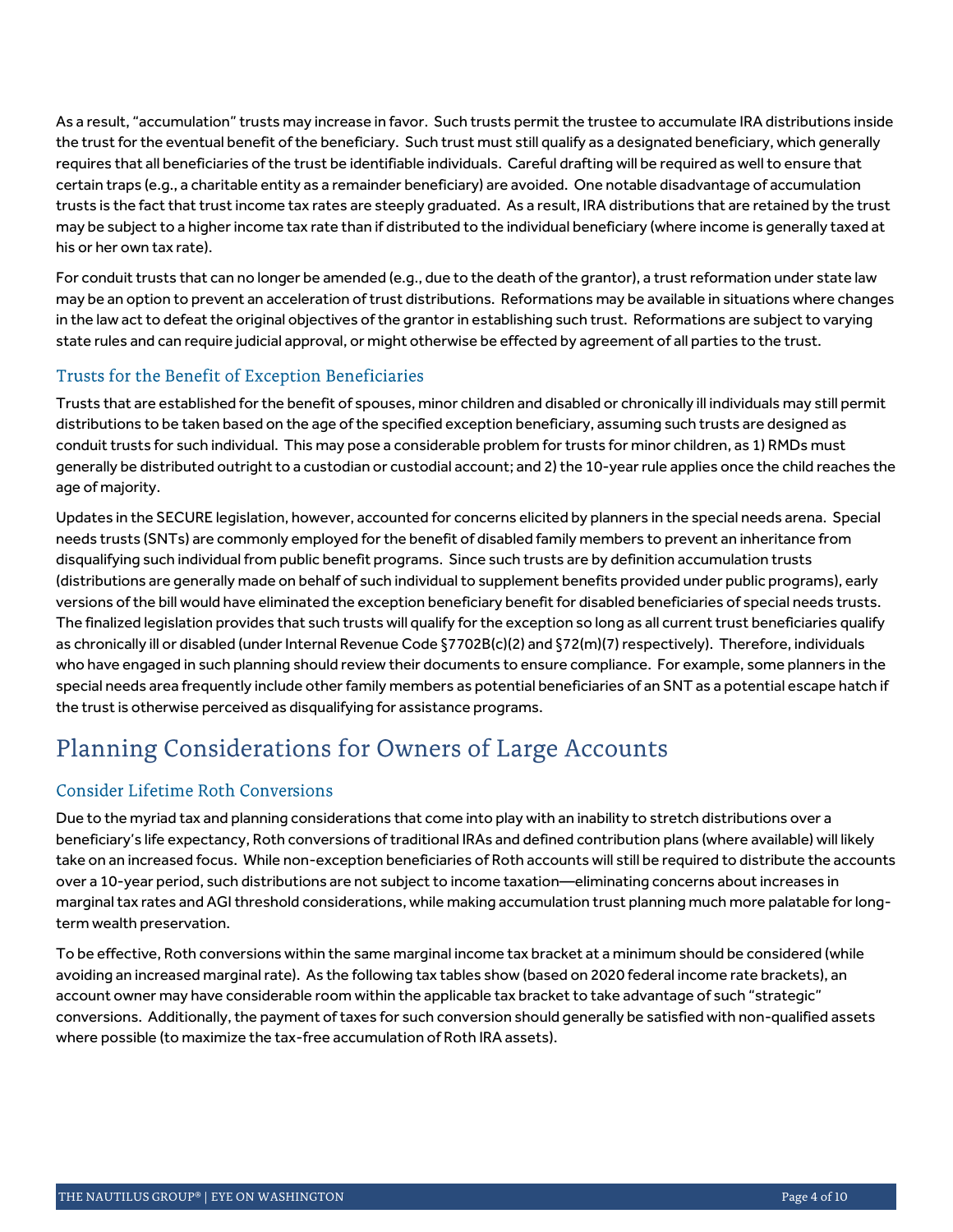As a result, "accumulation" trusts may increase in favor. Such trusts permit the trustee to accumulate IRA distributions inside the trust for the eventual benefit of the beneficiary. Such trust must still qualify as a designated beneficiary, which generally requires that all beneficiaries of the trust be identifiable individuals. Careful drafting will be required as well to ensure that certain traps (e.g., a charitable entity as a remainder beneficiary) are avoided. One notable disadvantage of accumulation trusts is the fact that trust income tax rates are steeply graduated. As a result, IRA distributions that are retained by the trust may be subject to a higher income tax rate than if distributed to the individual beneficiary (where income is generally taxed at his or her own tax rate).

For conduit trusts that can no longer be amended (e.g., due to the death of the grantor), a trust reformation under state law may be an option to prevent an acceleration of trust distributions. Reformations may be available in situations where changes in the law act to defeat the original objectives of the grantor in establishing such trust. Reformations are subject to varying state rules and can require judicial approval, or might otherwise be effected by agreement of all parties to the trust.

### Trusts for the Benefit of Exception Beneficiaries

Trusts that are established for the benefit of spouses, minor children and disabled or chronically ill individuals may still permit distributions to be taken based on the age of the specified exception beneficiary, assuming such trusts are designed as conduit trusts for such individual. This may pose a considerable problem for trusts for minor children, as 1) RMDs must generally be distributed outright to a custodian or custodial account; and 2) the 10-year rule applies once the child reaches the age of majority.

Updates in the SECURE legislation, however, accounted for concerns elicited by planners in the special needs arena. Special needs trusts (SNTs) are commonly employed for the benefit of disabled family members to prevent an inheritance from disqualifying such individual from public benefit programs. Since such trusts are by definition accumulation trusts (distributions are generally made on behalf of such individual to supplement benefits provided under public programs), early versions of the bill would have eliminated the exception beneficiary benefit for disabled beneficiaries of special needs trusts. The finalized legislation provides that such trusts will qualify for the exception so long as all current trust beneficiaries qualify as chronically ill or disabled (under Internal Revenue Code §7702B(c)(2) and §72(m)(7) respectively). Therefore, individuals who have engaged in such planning should review their documents to ensure compliance. For example, some planners in the special needs area frequently include other family members as potential beneficiaries of an SNT as a potential escape hatch if the trust is otherwise perceived as disqualifying for assistance programs.

## Planning Considerations for Owners of Large Accounts

### Consider Lifetime Roth Conversions

Due to the myriad tax and planning considerations that come into play with an inability to stretch distributions over a beneficiary's life expectancy, Roth conversions of traditional IRAs and defined contribution plans (where available) will likely take on an increased focus. While non-exception beneficiaries of Roth accounts will still be required to distribute the accounts over a 10-year period, such distributions are not subject to income taxation—eliminating concerns about increases in marginal tax rates and AGI threshold considerations, while making accumulation trust planning much more palatable for long-term wealth preservation.

To be effective, Roth conversions within the same marginal income tax bracket at a minimum should be considered (while avoiding an increased marginal rate). As the following tax tables show (based on 2020 federal income rate brackets), an account owner may have considerable room within the applicable tax bracket to take advantage of such "strategic" conversions. Additionally, the payment of taxes for such conversion should generally be satisfied with non-qualified assets where possible (to maximize the tax-free accumulation of Roth IRA assets).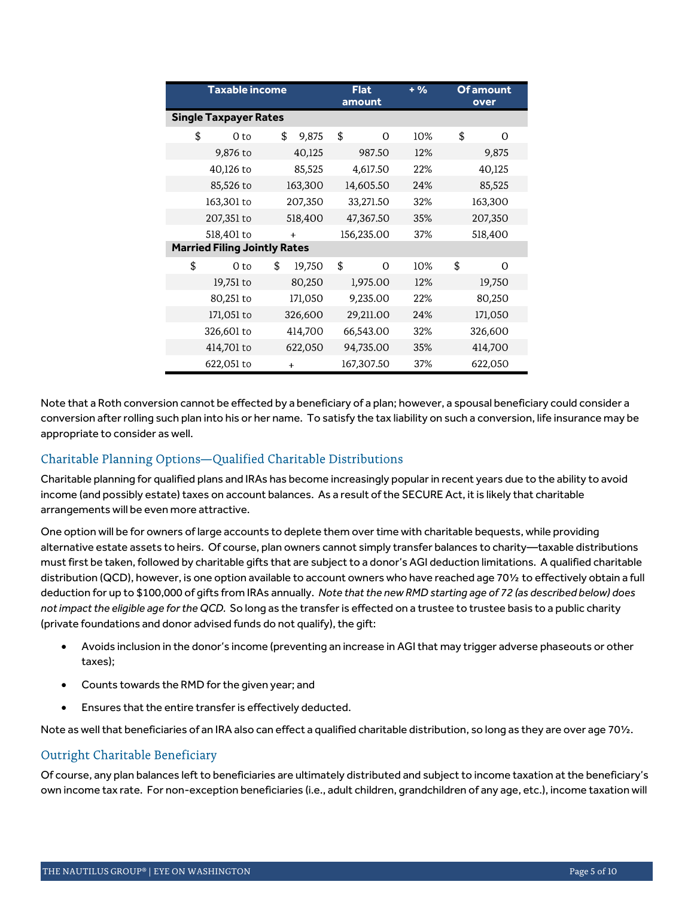| Taxable income | | Flat amount | + % | Of amount over |
|---|---|---|---|---|
| **Single Taxpayer Rates** | | | | |
| $ 0 to | $ 9,875 | $ 0 | 10% | $ 0 |
| 9,876 to | 40,125 | 987.50 | 12% | 9,875 |
| 40,126 to | 85,525 | 4,617.50 | 22% | 40,125 |
| 85,526 to | 163,300 | 14,605.50 | 24% | 85,525 |
| 163,301 to | 207,350 | 33,271.50 | 32% | 163,300 |
| 207,351 to | 518,400 | 47,367.50 | 35% | 207,350 |
| 518,401 to | + | 156,235.00 | 37% | 518,400 |
| **Married Filing Jointly Rates** | | | | |
| $ 0 to | $ 19,750 | $ 0 | 10% | $ 0 |
| 19,751 to | 80,250 | 1,975.00 | 12% | 19,750 |
| 80,251 to | 171,050 | 9,235.00 | 22% | 80,250 |
| 171,051 to | 326,600 | 29,211.00 | 24% | 171,050 |
| 326,601 to | 414,700 | 66,543.00 | 32% | 326,600 |
| 414,701 to | 622,050 | 94,735.00 | 35% | 414,700 |
| 622,051 to | + | 167,307.50 | 37% | 622,050 |

Note that a Roth conversion cannot be effected by a beneficiary of a plan; however, a spousal beneficiary could consider a conversion after rolling such plan into his or her name. To satisfy the tax liability on such a conversion, life insurance may be appropriate to consider as well.

## Charitable Planning Options—Qualified Charitable Distributions

Charitable planning for qualified plans and IRAs has become increasingly popular in recent years due to the ability to avoid income (and possibly estate) taxes on account balances. As a result of the SECURE Act, it is likely that charitable arrangements will be even more attractive.

One option will be for owners of large accounts to deplete them over time with charitable bequests, while providing alternative estate assets to heirs. Of course, plan owners cannot simply transfer balances to charity—taxable distributions must first be taken, followed by charitable gifts that are subject to a donor's AGI deduction limitations. A qualified charitable distribution (QCD), however, is one option available to account owners who have reached age 70½ to effectively obtain a full deduction for up to $100,000 of gifts from IRAs annually. *Note that the new RMD starting age of 72 (as described below) does not impact the eligible age for the QCD.* So long as the transfer is effected on a trustee to trustee basis to a public charity (private foundations and donor advised funds do not qualify), the gift:

- Avoids inclusion in the donor's income (preventing an increase in AGI that may trigger adverse phaseouts or other taxes);
- Counts towards the RMD for the given year; and
- Ensures that the entire transfer is effectively deducted.

Note as well that beneficiaries of an IRA also can effect a qualified charitable distribution, so long as they are over age 70½.

## Outright Charitable Beneficiary

Of course, any plan balances left to beneficiaries are ultimately distributed and subject to income taxation at the beneficiary's own income tax rate. For non-exception beneficiaries (i.e., adult children, grandchildren of any age, etc.), income taxation will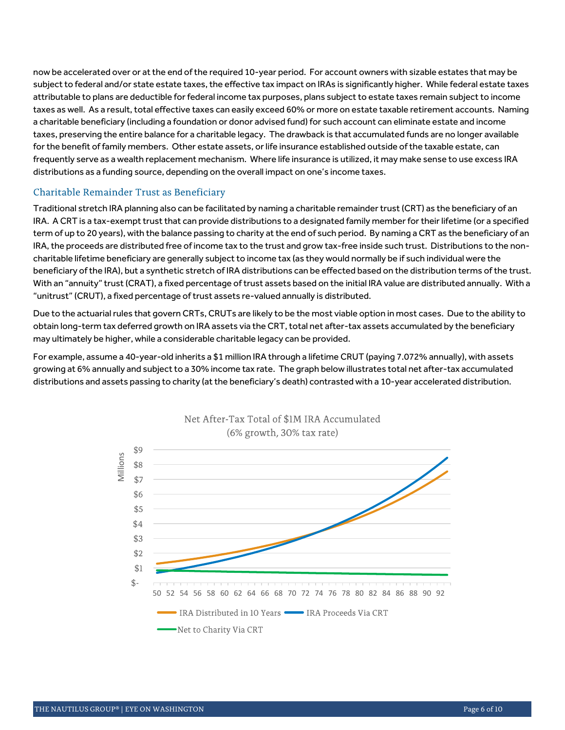now be accelerated over or at the end of the required 10-year period. For account owners with sizable estates that may be subject to federal and/or state estate taxes, the effective tax impact on IRAs is significantly higher. While federal estate taxes attributable to plans are deductible for federal income tax purposes, plans subject to estate taxes remain subject to income taxes as well. As a result, total effective taxes can easily exceed 60% or more on estate taxable retirement accounts. Naming a charitable beneficiary (including a foundation or donor advised fund) for such account can eliminate estate and income taxes, preserving the entire balance for a charitable legacy. The drawback is that accumulated funds are no longer available for the benefit of family members. Other estate assets, or life insurance established outside of the taxable estate, can frequently serve as a wealth replacement mechanism. Where life insurance is utilized, it may make sense to use excess IRA distributions as a funding source, depending on the overall impact on one's income taxes.

## Charitable Remainder Trust as Beneficiary

Traditional stretch IRA planning also can be facilitated by naming a charitable remainder trust (CRT) as the beneficiary of an IRA. A CRT is a tax-exempt trust that can provide distributions to a designated family member for their lifetime (or a specified term of up to 20 years), with the balance passing to charity at the end of such period. By naming a CRT as the beneficiary of an IRA, the proceeds are distributed free of income tax to the trust and grow tax-free inside such trust. Distributions to the non-charitable lifetime beneficiary are generally subject to income tax (as they would normally be if such individual were the beneficiary of the IRA), but a synthetic stretch of IRA distributions can be effected based on the distribution terms of the trust. With an "annuity" trust (CRAT), a fixed percentage of trust assets based on the initial IRA value are distributed annually. With a "unitrust" (CRUT), a fixed percentage of trust assets re-valued annually is distributed.

Due to the actuarial rules that govern CRTs, CRUTs are likely to be the most viable option in most cases. Due to the ability to obtain long-term tax deferred growth on IRA assets via the CRT, total net after-tax assets accumulated by the beneficiary may ultimately be higher, while a considerable charitable legacy can be provided.

For example, assume a 40-year-old inherits a $1 million IRA through a lifetime CRUT (paying 7.072% annually), with assets growing at 6% annually and subject to a 30% income tax rate. The graph below illustrates total net after-tax accumulated distributions and assets passing to charity (at the beneficiary's death) contrasted with a 10-year accelerated distribution.

Net After-Tax Total of $1M IRA Accumulated
(6% growth, 30% tax rate)

Legend: IRA Distributed in 10 Years; IRA Proceeds Via CRT; Net to Charity Via CRT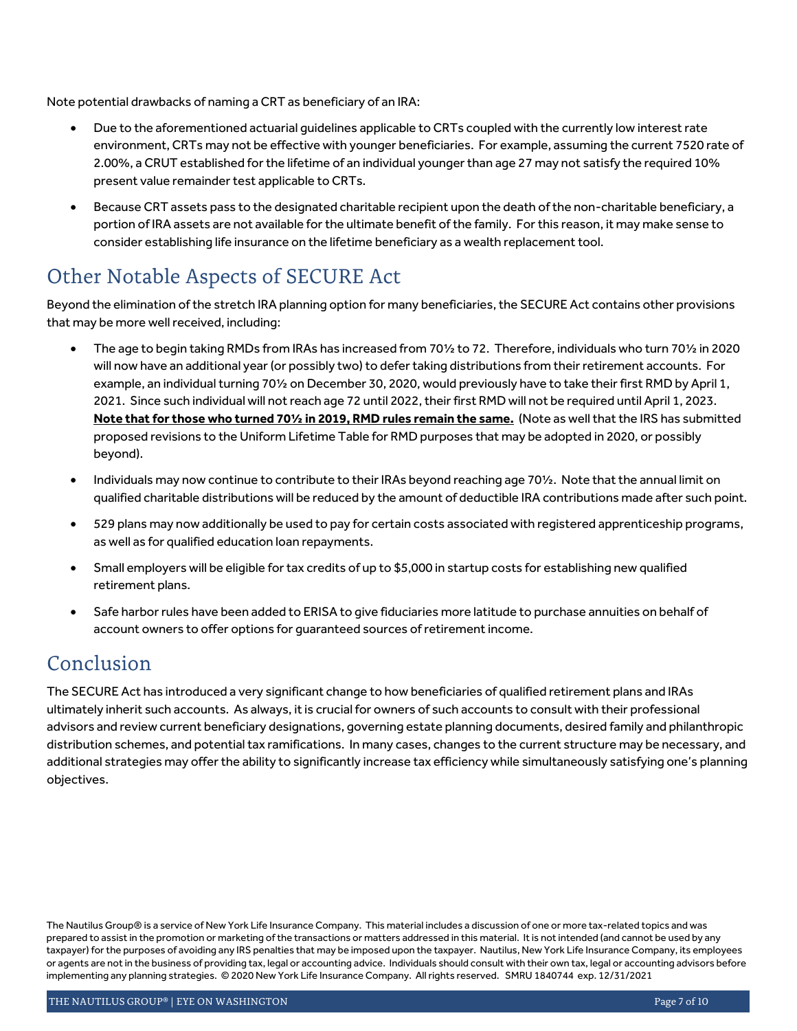Note potential drawbacks of naming a CRT as beneficiary of an IRA:

- Due to the aforementioned actuarial guidelines applicable to CRTs coupled with the currently low interest rate environment, CRTs may not be effective with younger beneficiaries. For example, assuming the current 7520 rate of 2.00%, a CRUT established for the lifetime of an individual younger than age 27 may not satisfy the required 10% present value remainder test applicable to CRTs.
- Because CRT assets pass to the designated charitable recipient upon the death of the non-charitable beneficiary, a portion of IRA assets are not available for the ultimate benefit of the family. For this reason, it may make sense to consider establishing life insurance on the lifetime beneficiary as a wealth replacement tool.

## Other Notable Aspects of SECURE Act

Beyond the elimination of the stretch IRA planning option for many beneficiaries, the SECURE Act contains other provisions that may be more well received, including:

- The age to begin taking RMDs from IRAs has increased from 70½ to 72. Therefore, individuals who turn 70½ in 2020 will now have an additional year (or possibly two) to defer taking distributions from their retirement accounts. For example, an individual turning 70½ on December 30, 2020, would previously have to take their first RMD by April 1, 2021. Since such individual will not reach age 72 until 2022, their first RMD will not be required until April 1, 2023. **Note that for those who turned 70½ in 2019, RMD rules remain the same.** (Note as well that the IRS has submitted proposed revisions to the Uniform Lifetime Table for RMD purposes that may be adopted in 2020, or possibly beyond).
- Individuals may now continue to contribute to their IRAs beyond reaching age 70½. Note that the annual limit on qualified charitable distributions will be reduced by the amount of deductible IRA contributions made after such point.
- 529 plans may now additionally be used to pay for certain costs associated with registered apprenticeship programs, as well as for qualified education loan repayments.
- Small employers will be eligible for tax credits of up to $5,000 in startup costs for establishing new qualified retirement plans.
- Safe harbor rules have been added to ERISA to give fiduciaries more latitude to purchase annuities on behalf of account owners to offer options for guaranteed sources of retirement income.

## Conclusion

The SECURE Act has introduced a very significant change to how beneficiaries of qualified retirement plans and IRAs ultimately inherit such accounts. As always, it is crucial for owners of such accounts to consult with their professional advisors and review current beneficiary designations, governing estate planning documents, desired family and philanthropic distribution schemes, and potential tax ramifications. In many cases, changes to the current structure may be necessary, and additional strategies may offer the ability to significantly increase tax efficiency while simultaneously satisfying one's planning objectives.

The Nautilus Group® is a service of New York Life Insurance Company. This material includes a discussion of one or more tax-related topics and was prepared to assist in the promotion or marketing of the transactions or matters addressed in this material. It is not intended (and cannot be used by any taxpayer) for the purposes of avoiding any IRS penalties that may be imposed upon the taxpayer. Nautilus, New York Life Insurance Company, its employees or agents are not in the business of providing tax, legal or accounting advice. Individuals should consult with their own tax, legal or accounting advisors before implementing any planning strategies. © 2020 New York Life Insurance Company. All rights reserved. SMRU 1840744 exp. 12/31/2021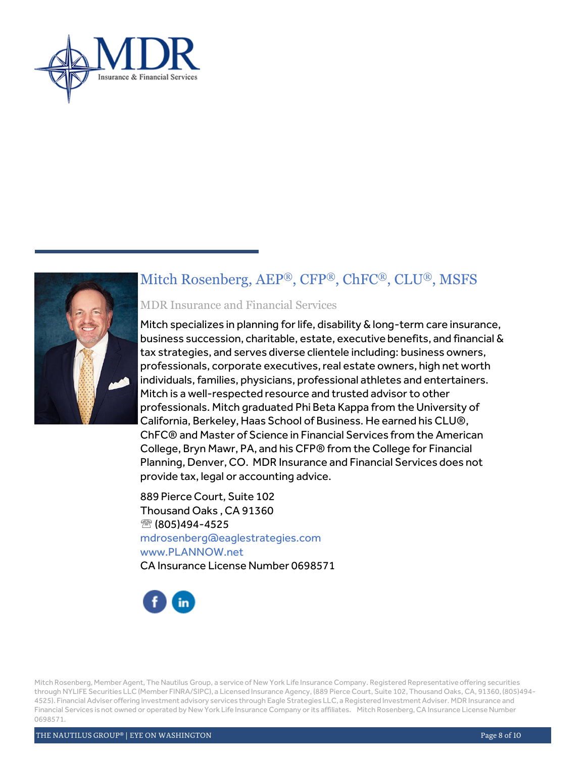## Mitch Rosenberg, AEP®, CFP®, ChFC®, CLU®, MSFS

MDR Insurance and Financial Services

Mitch specializes in planning for life, disability & long-term care insurance, business succession, charitable, estate, executive benefits, and financial & tax strategies, and serves diverse clientele including: business owners, professionals, corporate executives, real estate owners, high net worth individuals, families, physicians, professional athletes and entertainers. Mitch is a well-respected resource and trusted advisor to other professionals. Mitch graduated Phi Beta Kappa from the University of California, Berkeley, Haas School of Business. He earned his CLU®, ChFC® and Master of Science in Financial Services from the American College, Bryn Mawr, PA, and his CFP® from the College for Financial Planning, Denver, CO. MDR Insurance and Financial Services does not provide tax, legal or accounting advice.

889 Pierce Court, Suite 102
Thousand Oaks , CA 91360
☏ (805)494-4525
mdrosenberg@eaglestrategies.com
www.PLANNOW.net
CA Insurance License Number 0698571

Mitch Rosenberg, Member Agent, The Nautilus Group, a service of New York Life Insurance Company. Registered Representative offering securities through NYLIFE Securities LLC (Member FINRA/SIPC), a Licensed Insurance Agency, (889 Pierce Court, Suite 102, Thousand Oaks, CA, 91360, (805)494-4525). Financial Adviser offering investment advisory services through Eagle Strategies LLC, a Registered Investment Adviser. MDR Insurance and Financial Services is not owned or operated by New York Life Insurance Company or its affiliates. Mitch Rosenberg, CA Insurance License Number 0698571.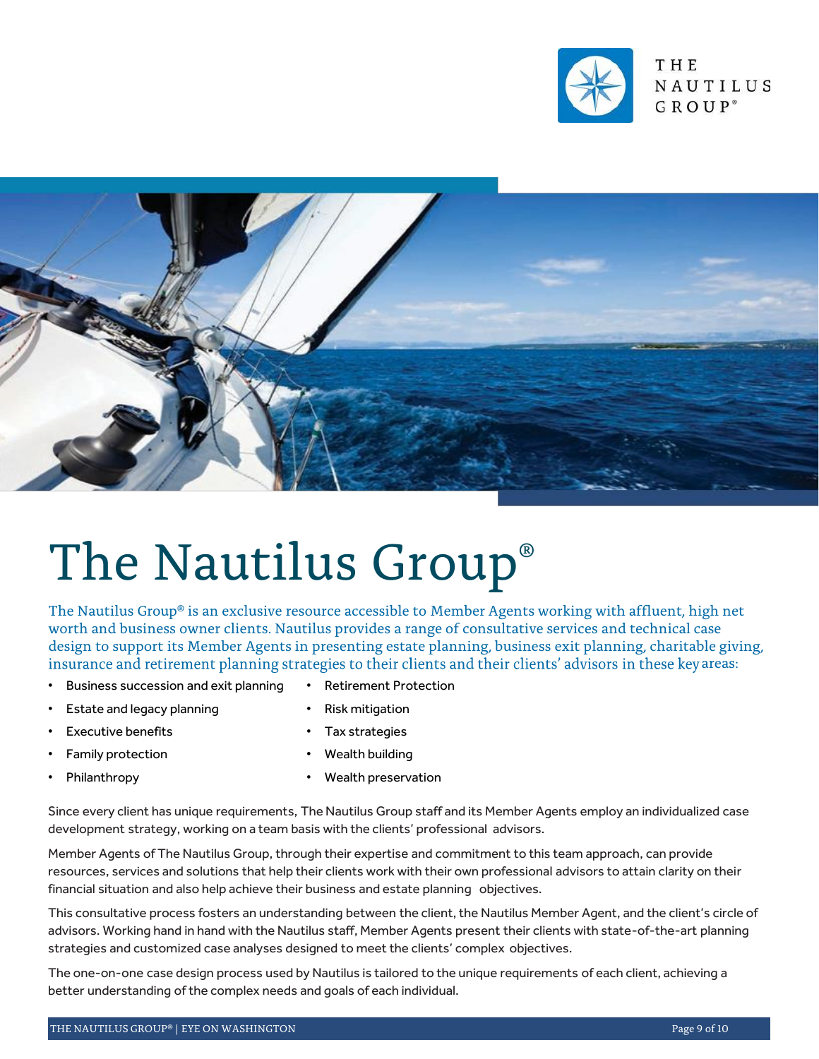# The Nautilus Group®

The Nautilus Group® is an exclusive resource accessible to Member Agents working with affluent, high net worth and business owner clients. Nautilus provides a range of consultative services and technical case design to support its Member Agents in presenting estate planning, business exit planning, charitable giving, insurance and retirement planning strategies to their clients and their clients' advisors in these key areas:

- Business succession and exit planning
- Estate and legacy planning
- Executive benefits
- Family protection
- Philanthropy
- Retirement Protection
- Risk mitigation
- Tax strategies
- Wealth building
- Wealth preservation

Since every client has unique requirements, The Nautilus Group staff and its Member Agents employ an individualized case development strategy, working on a team basis with the clients' professional advisors.

Member Agents of The Nautilus Group, through their expertise and commitment to this team approach, can provide resources, services and solutions that help their clients work with their own professional advisors to attain clarity on their financial situation and also help achieve their business and estate planning objectives.

This consultative process fosters an understanding between the client, the Nautilus Member Agent, and the client's circle of advisors. Working hand in hand with the Nautilus staff, Member Agents present their clients with state-of-the-art planning strategies and customized case analyses designed to meet the clients' complex objectives.

The one-on-one case design process used by Nautilus is tailored to the unique requirements of each client, achieving a better understanding of the complex needs and goals of each individual.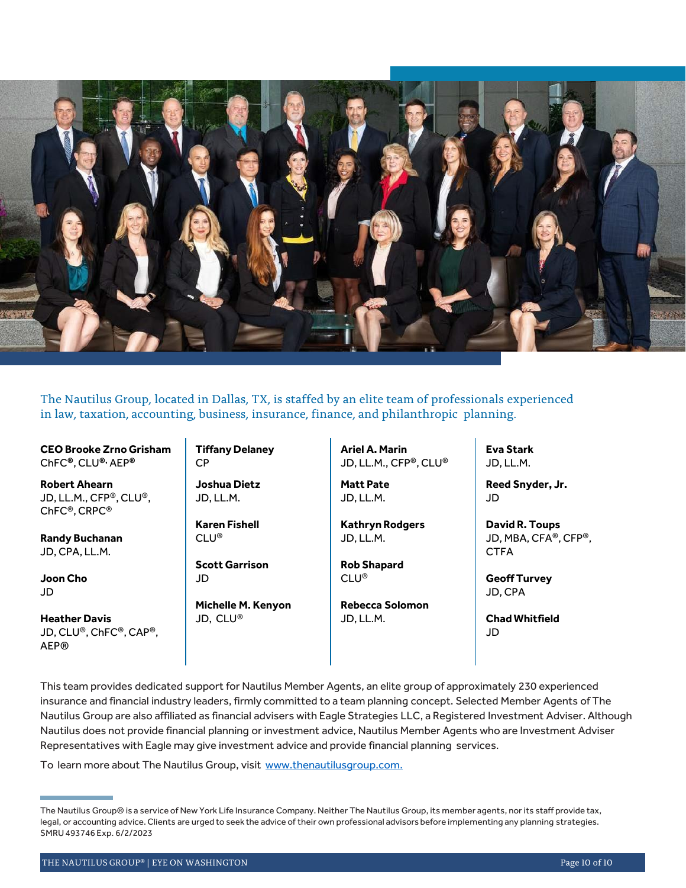The Nautilus Group, located in Dallas, TX, is staffed by an elite team of professionals experienced in law, taxation, accounting, business, insurance, finance, and philanthropic planning.

**CEO Brooke Zrno Grisham**
ChFC®, CLU®, AEP®

**Robert Ahearn**
JD, LL.M., CFP®, CLU®, ChFC®, CRPC®

**Randy Buchanan**
JD, CPA, LL.M.

**Joon Cho**
JD

**Heather Davis**
JD, CLU®, ChFC®, CAP®, AEP®

**Tiffany Delaney**
CP

**Joshua Dietz**
JD, LL.M.

**Karen Fishell**
CLU®

**Scott Garrison**
JD

**Michelle M. Kenyon**
JD, CLU®

**Ariel A. Marin**
JD, LL.M., CFP®, CLU®

**Matt Pate**
JD, LL.M.

**Kathryn Rodgers**
JD, LL.M.

**Rob Shapard**
CLU®

**Rebecca Solomon**
JD, LL.M.

**Eva Stark**
JD, LL.M.

**Reed Snyder, Jr.**
JD

**David R. Toups**
JD, MBA, CFA®, CFP®, CTFA

**Geoff Turvey**
JD, CPA

**Chad Whitfield**
JD

This team provides dedicated support for Nautilus Member Agents, an elite group of approximately 230 experienced insurance and financial industry leaders, firmly committed to a team planning concept. Selected Member Agents of The Nautilus Group are also affiliated as financial advisers with Eagle Strategies LLC, a Registered Investment Adviser. Although Nautilus does not provide financial planning or investment advice, Nautilus Member Agents who are Investment Adviser Representatives with Eagle may give investment advice and provide financial planning services.

To learn more about The Nautilus Group, visit [www.thenautilusgroup.com.](http://www.thenautilusgroup.com)

The Nautilus Group® is a service of New York Life Insurance Company. Neither The Nautilus Group, its member agents, nor its staff provide tax, legal, or accounting advice. Clients are urged to seek the advice of their own professional advisors before implementing any planning strategies. SMRU 493746 Exp. 6/2/2023